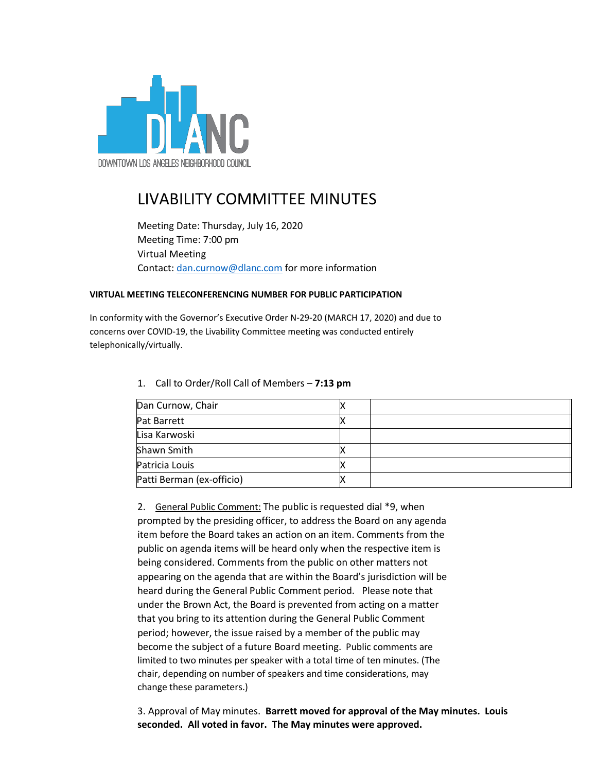DLANC

DOWNTOWN LOS ANGELES NEIGHBORHOOD COUNCIL

# LIVABILITY COMMITTEE MINUTES

Meeting Date: Thursday, July 16, 2020
Meeting Time: 7:00 pm
Virtual Meeting
Contact: dan.curnow@dlanc.com for more information

**VIRTUAL MEETING TELECONFERENCING NUMBER FOR PUBLIC PARTICIPATION**

In conformity with the Governor's Executive Order N-29-20 (MARCH 17, 2020) and due to concerns over COVID-19, the Livability Committee meeting was conducted entirely telephonically/virtually.

1. Call to Order/Roll Call of Members – **7:13 pm**

| | | |
|---|---|---|
| Dan Curnow, Chair | X | |
| Pat Barrett | X | |
| Lisa Karwoski | | |
| Shawn Smith | X | |
| Patricia Louis | X | |
| Patti Berman (ex-officio) | X | |

2. General Public Comment: The public is requested dial *9, when prompted by the presiding officer, to address the Board on any agenda item before the Board takes an action on an item. Comments from the public on agenda items will be heard only when the respective item is being considered. Comments from the public on other matters not appearing on the agenda that are within the Board's jurisdiction will be heard during the General Public Comment period. Please note that under the Brown Act, the Board is prevented from acting on a matter that you bring to its attention during the General Public Comment period; however, the issue raised by a member of the public may become the subject of a future Board meeting. Public comments are limited to two minutes per speaker with a total time of ten minutes. (The chair, depending on number of speakers and time considerations, may change these parameters.)

3. Approval of May minutes. **Barrett moved for approval of the May minutes. Louis seconded. All voted in favor. The May minutes were approved.**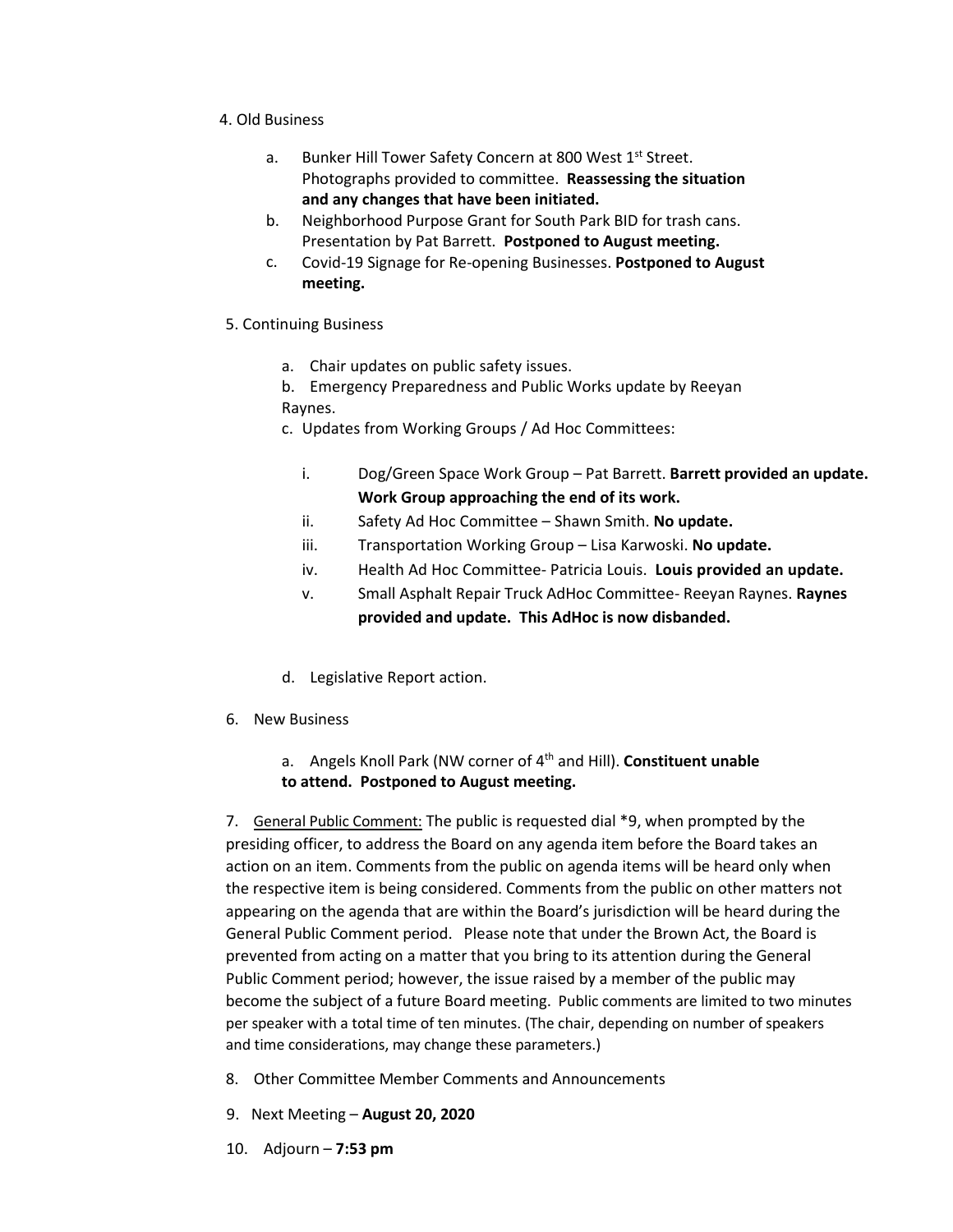4. Old Business

    a. Bunker Hill Tower Safety Concern at 800 West 1st Street. Photographs provided to committee. **Reassessing the situation and any changes that have been initiated.**
    b. Neighborhood Purpose Grant for South Park BID for trash cans. Presentation by Pat Barrett. **Postponed to August meeting.**
    c. Covid-19 Signage for Re-opening Businesses. **Postponed to August meeting.**

5. Continuing Business

    a. Chair updates on public safety issues.
    b. Emergency Preparedness and Public Works update by Reeyan Raynes.
    c. Updates from Working Groups / Ad Hoc Committees:

        i. Dog/Green Space Work Group – Pat Barrett. **Barrett provided an update. Work Group approaching the end of its work.**
        ii. Safety Ad Hoc Committee – Shawn Smith. **No update.**
        iii. Transportation Working Group – Lisa Karwoski. **No update.**
        iv. Health Ad Hoc Committee- Patricia Louis. **Louis provided an update.**
        v. Small Asphalt Repair Truck AdHoc Committee- Reeyan Raynes. **Raynes provided and update. This AdHoc is now disbanded.**

    d. Legislative Report action.

6. New Business

    a. Angels Knoll Park (NW corner of 4th and Hill). **Constituent unable to attend. Postponed to August meeting.**

7. General Public Comment: The public is requested dial *9, when prompted by the presiding officer, to address the Board on any agenda item before the Board takes an action on an item. Comments from the public on agenda items will be heard only when the respective item is being considered. Comments from the public on other matters not appearing on the agenda that are within the Board's jurisdiction will be heard during the General Public Comment period. Please note that under the Brown Act, the Board is prevented from acting on a matter that you bring to its attention during the General Public Comment period; however, the issue raised by a member of the public may become the subject of a future Board meeting. Public comments are limited to two minutes per speaker with a total time of ten minutes. (The chair, depending on number of speakers and time considerations, may change these parameters.)

8. Other Committee Member Comments and Announcements

9. Next Meeting – **August 20, 2020**

10. Adjourn – **7:53 pm**